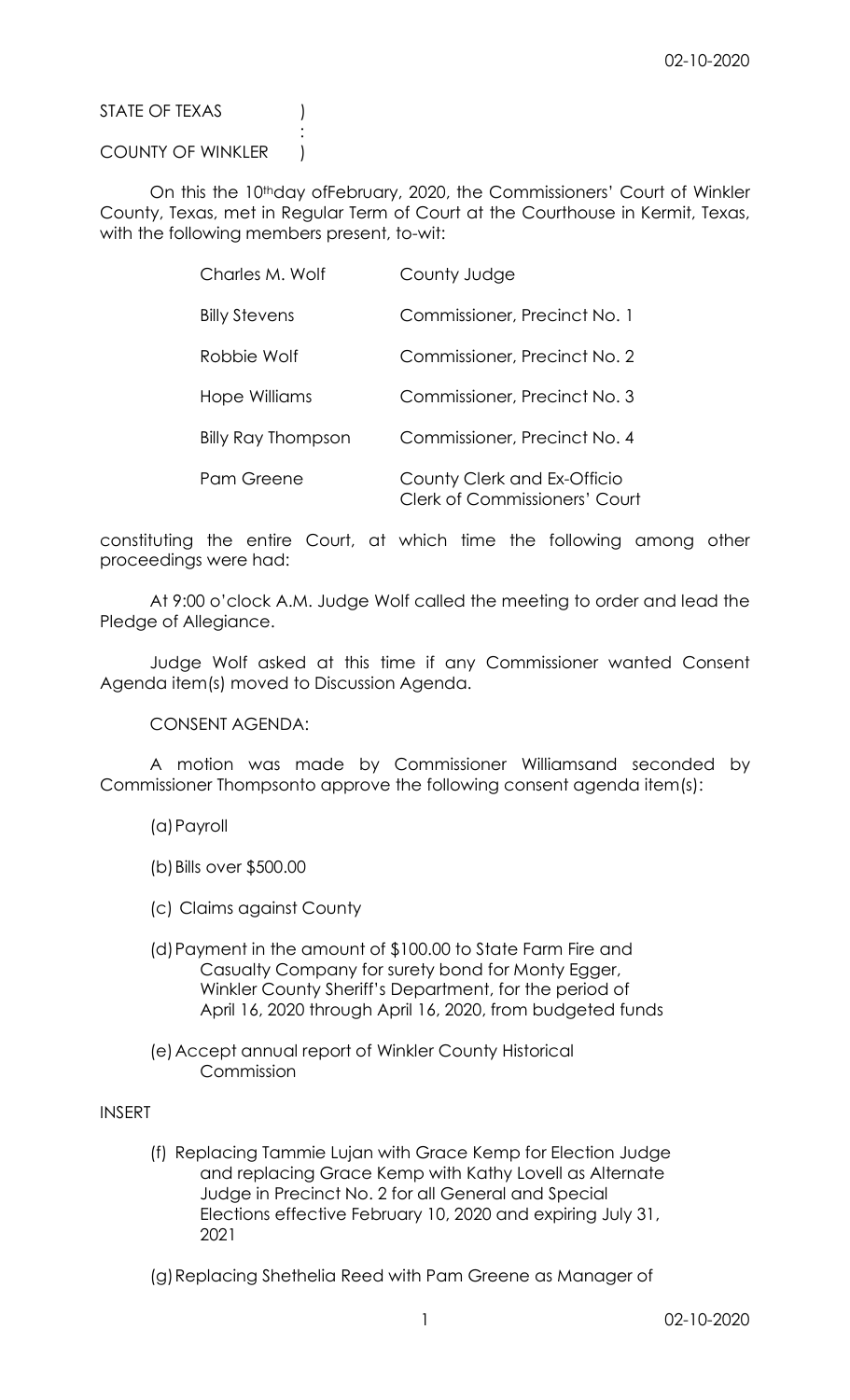STATE OF TEXAS )
:
COUNTY OF WINKLER )

On this the 10th day ofFebruary, 2020, the Commissioners' Court of Winkler County, Texas, met in Regular Term of Court at the Courthouse in Kermit, Texas, with the following members present, to-wit:

| | |
|---|---|
| Charles M. Wolf | County Judge |
| Billy Stevens | Commissioner, Precinct No. 1 |
| Robbie Wolf | Commissioner, Precinct No. 2 |
| Hope Williams | Commissioner, Precinct No. 3 |
| Billy Ray Thompson | Commissioner, Precinct No. 4 |
| Pam Greene | County Clerk and Ex-Officio Clerk of Commissioners' Court |

constituting the entire Court, at which time the following among other proceedings were had:

At 9:00 o'clock A.M. Judge Wolf called the meeting to order and lead the Pledge of Allegiance.

Judge Wolf asked at this time if any Commissioner wanted Consent Agenda item(s) moved to Discussion Agenda.

CONSENT AGENDA:

A motion was made by Commissioner Williamsand seconded by Commissioner Thompsonto approve the following consent agenda item(s):

(a) Payroll

(b) Bills over $500.00

(c) Claims against County

(d) Payment in the amount of $100.00 to State Farm Fire and Casualty Company for surety bond for Monty Egger, Winkler County Sheriff's Department, for the period of April 16, 2020 through April 16, 2020, from budgeted funds

(e) Accept annual report of Winkler County Historical Commission

INSERT

(f) Replacing Tammie Lujan with Grace Kemp for Election Judge and replacing Grace Kemp with Kathy Lovell as Alternate Judge in Precinct No. 2 for all General and Special Elections effective February 10, 2020 and expiring July 31, 2021

(g) Replacing Shethelia Reed with Pam Greene as Manager of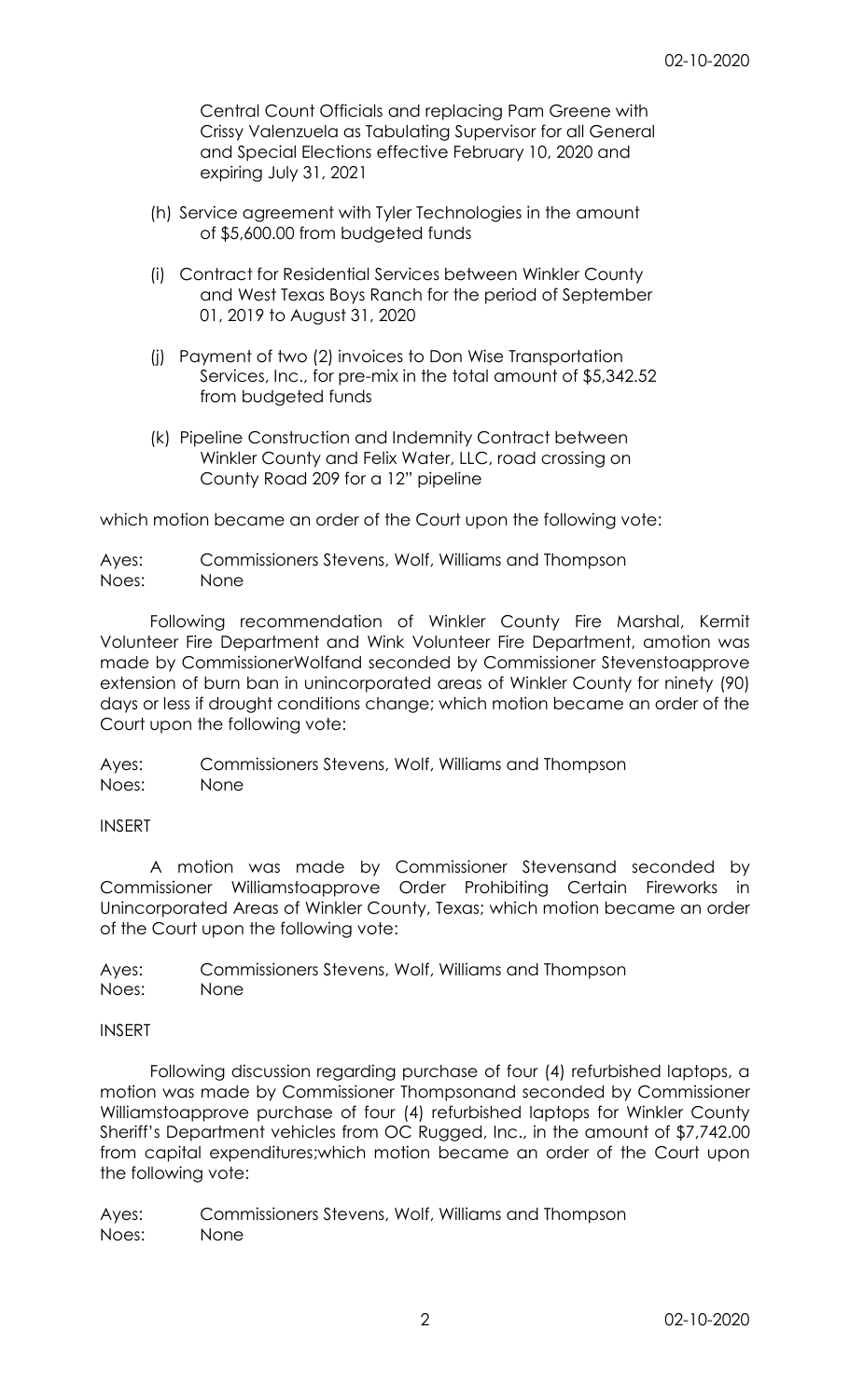Central Count Officials and replacing Pam Greene with Crissy Valenzuela as Tabulating Supervisor for all General and Special Elections effective February 10, 2020 and expiring July 31, 2021

(h) Service agreement with Tyler Technologies in the amount of $5,600.00 from budgeted funds

(i) Contract for Residential Services between Winkler County and West Texas Boys Ranch for the period of September 01, 2019 to August 31, 2020

(j) Payment of two (2) invoices to Don Wise Transportation Services, Inc., for pre-mix in the total amount of $5,342.52 from budgeted funds

(k) Pipeline Construction and Indemnity Contract between Winkler County and Felix Water, LLC, road crossing on County Road 209 for a 12" pipeline

which motion became an order of the Court upon the following vote:

Ayes: Commissioners Stevens, Wolf, Williams and Thompson
Noes: None

Following recommendation of Winkler County Fire Marshal, Kermit Volunteer Fire Department and Wink Volunteer Fire Department, amotion was made by CommissionerWolfand seconded by Commissioner Stevenstoapprove extension of burn ban in unincorporated areas of Winkler County for ninety (90) days or less if drought conditions change; which motion became an order of the Court upon the following vote:

Ayes: Commissioners Stevens, Wolf, Williams and Thompson
Noes: None

INSERT

A motion was made by Commissioner Stevensand seconded by Commissioner Williamstoapprove Order Prohibiting Certain Fireworks in Unincorporated Areas of Winkler County, Texas; which motion became an order of the Court upon the following vote:

Ayes: Commissioners Stevens, Wolf, Williams and Thompson
Noes: None

INSERT

Following discussion regarding purchase of four (4) refurbished laptops, a motion was made by Commissioner Thompsonand seconded by Commissioner Williamstoapprove purchase of four (4) refurbished laptops for Winkler County Sheriff's Department vehicles from OC Rugged, Inc., in the amount of $7,742.00 from capital expenditures;which motion became an order of the Court upon the following vote:

Ayes: Commissioners Stevens, Wolf, Williams and Thompson
Noes: None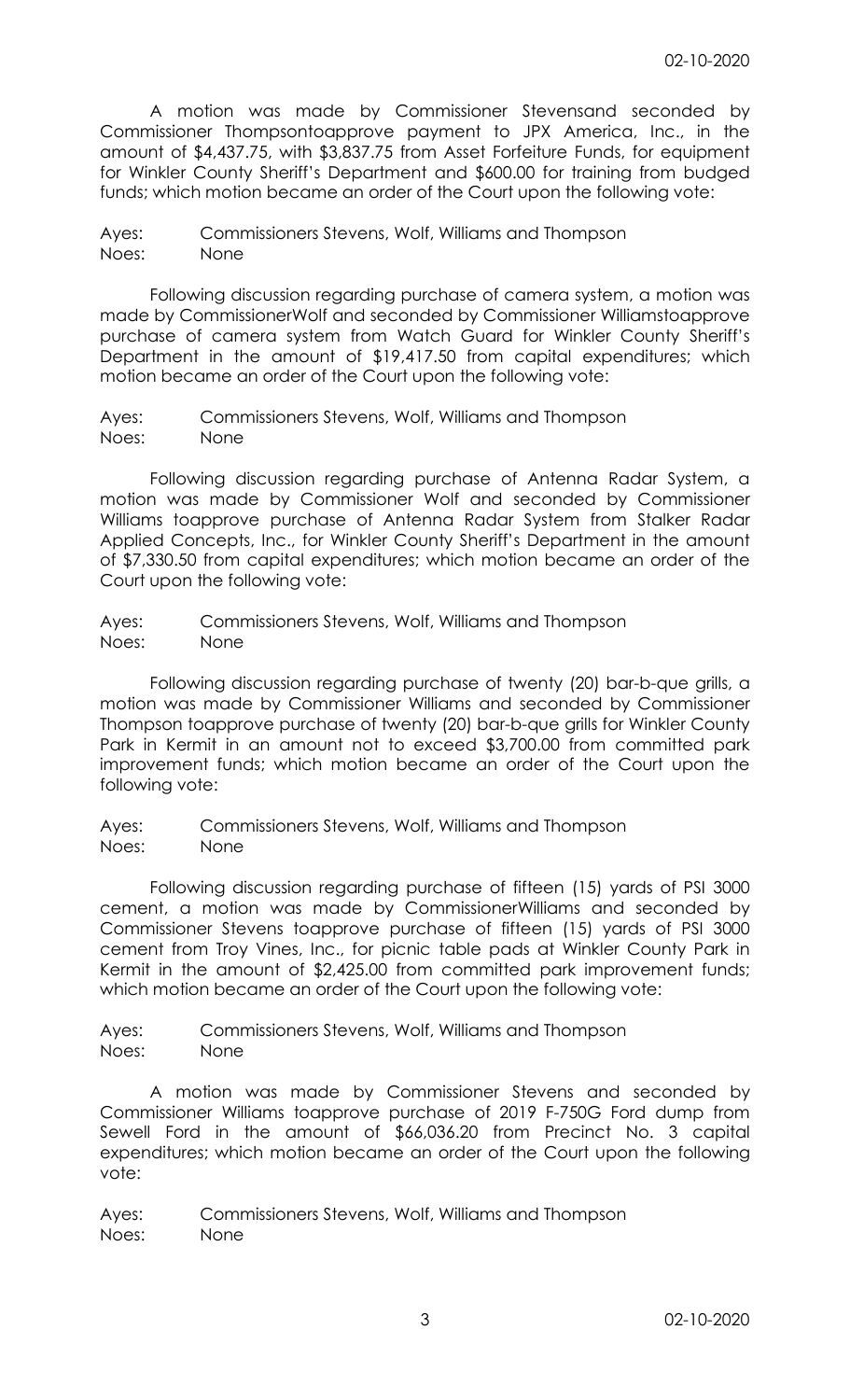A motion was made by Commissioner Stevensand seconded by Commissioner Thompsontoapprove payment to JPX America, Inc., in the amount of $4,437.75, with $3,837.75 from Asset Forfeiture Funds, for equipment for Winkler County Sheriff's Department and $600.00 for training from budged funds; which motion became an order of the Court upon the following vote:

Ayes: Commissioners Stevens, Wolf, Williams and Thompson
Noes: None

Following discussion regarding purchase of camera system, a motion was made by CommissionerWolf and seconded by Commissioner Williamstoapprove purchase of camera system from Watch Guard for Winkler County Sheriff's Department in the amount of $19,417.50 from capital expenditures; which motion became an order of the Court upon the following vote:

Ayes: Commissioners Stevens, Wolf, Williams and Thompson
Noes: None

Following discussion regarding purchase of Antenna Radar System, a motion was made by Commissioner Wolf and seconded by Commissioner Williams toapprove purchase of Antenna Radar System from Stalker Radar Applied Concepts, Inc., for Winkler County Sheriff's Department in the amount of $7,330.50 from capital expenditures; which motion became an order of the Court upon the following vote:

Ayes: Commissioners Stevens, Wolf, Williams and Thompson
Noes: None

Following discussion regarding purchase of twenty (20) bar-b-que grills, a motion was made by Commissioner Williams and seconded by Commissioner Thompson toapprove purchase of twenty (20) bar-b-que grills for Winkler County Park in Kermit in an amount not to exceed $3,700.00 from committed park improvement funds; which motion became an order of the Court upon the following vote:

Ayes: Commissioners Stevens, Wolf, Williams and Thompson
Noes: None

Following discussion regarding purchase of fifteen (15) yards of PSI 3000 cement, a motion was made by CommissionerWilliams and seconded by Commissioner Stevens toapprove purchase of fifteen (15) yards of PSI 3000 cement from Troy Vines, Inc., for picnic table pads at Winkler County Park in Kermit in the amount of $2,425.00 from committed park improvement funds; which motion became an order of the Court upon the following vote:

Ayes: Commissioners Stevens, Wolf, Williams and Thompson
Noes: None

A motion was made by Commissioner Stevens and seconded by Commissioner Williams toapprove purchase of 2019 F-750G Ford dump from Sewell Ford in the amount of $66,036.20 from Precinct No. 3 capital expenditures; which motion became an order of the Court upon the following vote:

Ayes: Commissioners Stevens, Wolf, Williams and Thompson
Noes: None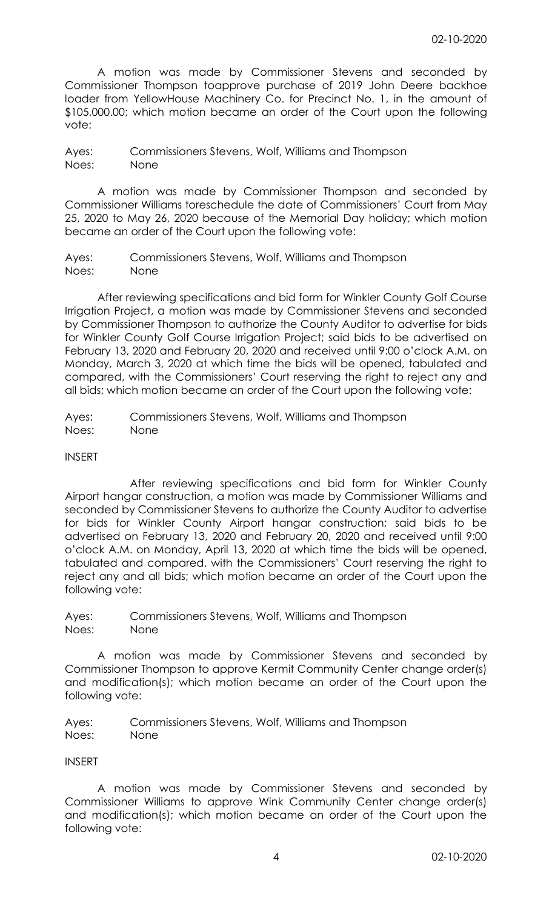A motion was made by Commissioner Stevens and seconded by Commissioner Thompson toapprove purchase of 2019 John Deere backhoe loader from YellowHouse Machinery Co. for Precinct No. 1, in the amount of $105,000.00; which motion became an order of the Court upon the following vote:

Ayes: Commissioners Stevens, Wolf, Williams and Thompson
Noes: None

A motion was made by Commissioner Thompson and seconded by Commissioner Williams toreschedule the date of Commissioners' Court from May 25, 2020 to May 26, 2020 because of the Memorial Day holiday; which motion became an order of the Court upon the following vote:

Ayes: Commissioners Stevens, Wolf, Williams and Thompson
Noes: None

After reviewing specifications and bid form for Winkler County Golf Course Irrigation Project, a motion was made by Commissioner Stevens and seconded by Commissioner Thompson to authorize the County Auditor to advertise for bids for Winkler County Golf Course Irrigation Project; said bids to be advertised on February 13, 2020 and February 20, 2020 and received until 9:00 o'clock A.M. on Monday, March 3, 2020 at which time the bids will be opened, tabulated and compared, with the Commissioners' Court reserving the right to reject any and all bids; which motion became an order of the Court upon the following vote:

Ayes: Commissioners Stevens, Wolf, Williams and Thompson
Noes: None

INSERT

After reviewing specifications and bid form for Winkler County Airport hangar construction, a motion was made by Commissioner Williams and seconded by Commissioner Stevens to authorize the County Auditor to advertise for bids for Winkler County Airport hangar construction; said bids to be advertised on February 13, 2020 and February 20, 2020 and received until 9:00 o'clock A.M. on Monday, April 13, 2020 at which time the bids will be opened, tabulated and compared, with the Commissioners' Court reserving the right to reject any and all bids; which motion became an order of the Court upon the following vote:

Ayes: Commissioners Stevens, Wolf, Williams and Thompson
Noes: None

A motion was made by Commissioner Stevens and seconded by Commissioner Thompson to approve Kermit Community Center change order(s) and modification(s); which motion became an order of the Court upon the following vote:

Ayes: Commissioners Stevens, Wolf, Williams and Thompson
Noes: None

INSERT

A motion was made by Commissioner Stevens and seconded by Commissioner Williams to approve Wink Community Center change order(s) and modification(s); which motion became an order of the Court upon the following vote: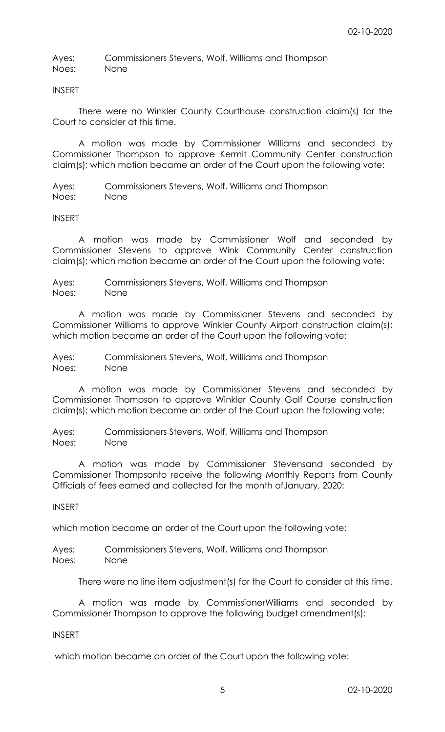Ayes: Commissioners Stevens, Wolf, Williams and Thompson
Noes: None

INSERT

There were no Winkler County Courthouse construction claim(s) for the Court to consider at this time.

A motion was made by Commissioner Williams and seconded by Commissioner Thompson to approve Kermit Community Center construction claim(s); which motion became an order of the Court upon the following vote:

Ayes: Commissioners Stevens, Wolf, Williams and Thompson
Noes: None

INSERT

A motion was made by Commissioner Wolf and seconded by Commissioner Stevens to approve Wink Community Center construction claim(s); which motion became an order of the Court upon the following vote:

Ayes: Commissioners Stevens, Wolf, Williams and Thompson
Noes: None

A motion was made by Commissioner Stevens and seconded by Commissioner Williams to approve Winkler County Airport construction claim(s); which motion became an order of the Court upon the following vote:

Ayes: Commissioners Stevens, Wolf, Williams and Thompson
Noes: None

A motion was made by Commissioner Stevens and seconded by Commissioner Thompson to approve Winkler County Golf Course construction claim(s); which motion became an order of the Court upon the following vote:

Ayes: Commissioners Stevens, Wolf, Williams and Thompson
Noes: None

A motion was made by Commissioner Stevensand seconded by Commissioner Thompsonto receive the following Monthly Reports from County Officials of fees earned and collected for the month ofJanuary, 2020:

INSERT

which motion became an order of the Court upon the following vote:

Ayes: Commissioners Stevens, Wolf, Williams and Thompson
Noes: None

There were no line item adjustment(s) for the Court to consider at this time.

A motion was made by CommissionerWilliams and seconded by Commissioner Thompson to approve the following budget amendment(s):

INSERT

which motion became an order of the Court upon the following vote: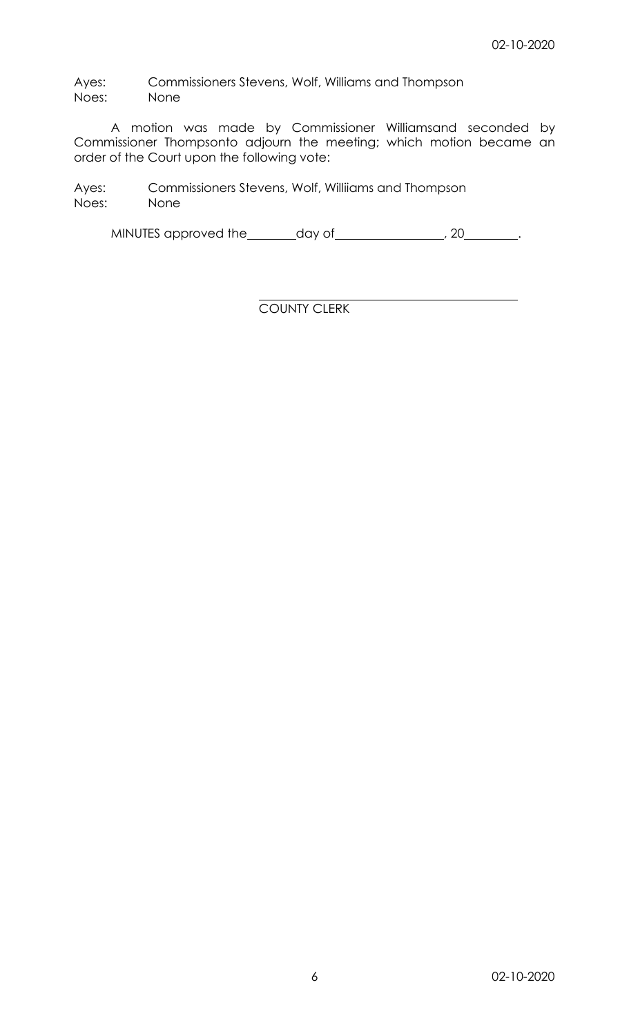Ayes: Commissioners Stevens, Wolf, Williams and Thompson
Noes: None

A motion was made by Commissioner Williamsand seconded by Commissioner Thompsonto adjourn the meeting; which motion became an order of the Court upon the following vote:

Ayes: Commissioners Stevens, Wolf, Williiams and Thompson
Noes: None

MINUTES approved the\_\_\_\_\_\_\_\_day of\_\_\_\_\_\_\_\_\_\_\_\_\_\_\_\_\_\_, 20\_\_\_\_\_\_\_\_\_.

\_\_\_\_\_\_\_\_\_\_\_\_\_\_\_\_\_\_\_\_\_\_\_\_\_\_\_\_\_\_\_\_\_\_\_\_\_\_\_\_\_\_\_\_

COUNTY CLERK